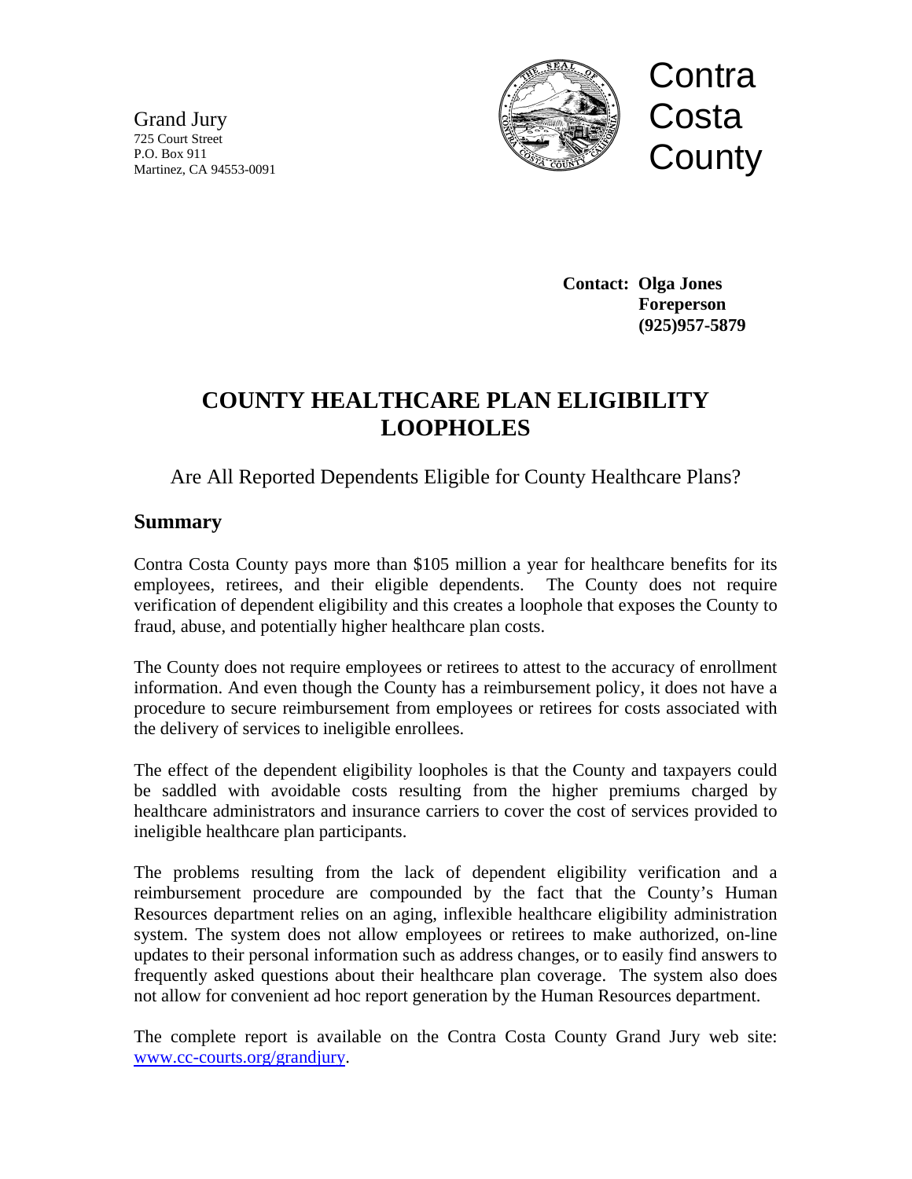Grand Jury
725 Court Street
P.O. Box 911
Martinez, CA 94553-0091

Contra Costa County

**Contact: Olga Jones**
**Foreperson**
**(925)957-5879**

# COUNTY HEALTHCARE PLAN ELIGIBILITY LOOPHOLES

Are All Reported Dependents Eligible for County Healthcare Plans?

## Summary

Contra Costa County pays more than $105 million a year for healthcare benefits for its employees, retirees, and their eligible dependents. The County does not require verification of dependent eligibility and this creates a loophole that exposes the County to fraud, abuse, and potentially higher healthcare plan costs.

The County does not require employees or retirees to attest to the accuracy of enrollment information. And even though the County has a reimbursement policy, it does not have a procedure to secure reimbursement from employees or retirees for costs associated with the delivery of services to ineligible enrollees.

The effect of the dependent eligibility loopholes is that the County and taxpayers could be saddled with avoidable costs resulting from the higher premiums charged by healthcare administrators and insurance carriers to cover the cost of services provided to ineligible healthcare plan participants.

The problems resulting from the lack of dependent eligibility verification and a reimbursement procedure are compounded by the fact that the County's Human Resources department relies on an aging, inflexible healthcare eligibility administration system. The system does not allow employees or retirees to make authorized, on-line updates to their personal information such as address changes, or to easily find answers to frequently asked questions about their healthcare plan coverage. The system also does not allow for convenient ad hoc report generation by the Human Resources department.

The complete report is available on the Contra Costa County Grand Jury web site: www.cc-courts.org/grandjury.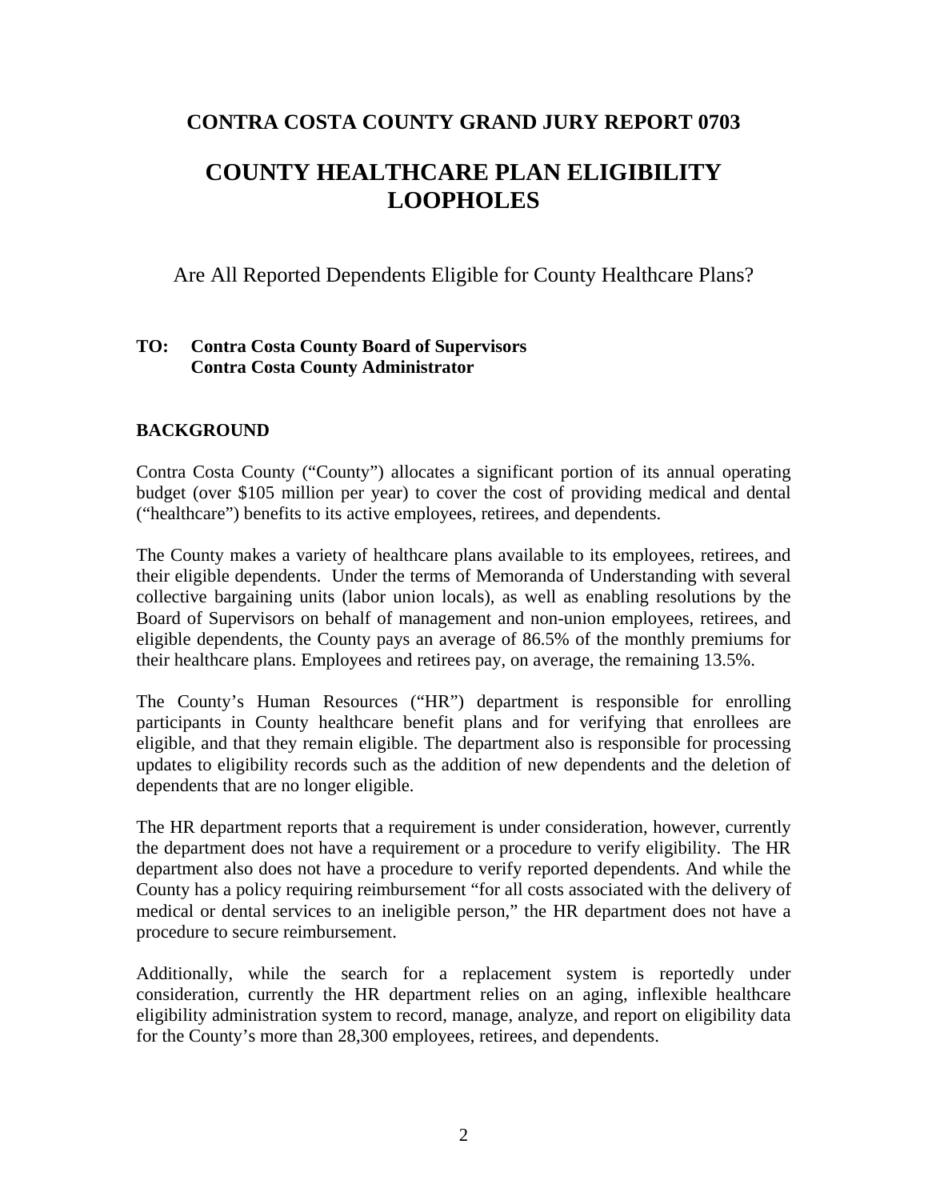## CONTRA COSTA COUNTY GRAND JURY REPORT 0703

# COUNTY HEALTHCARE PLAN ELIGIBILITY LOOPHOLES

Are All Reported Dependents Eligible for County Healthcare Plans?

**TO: Contra Costa County Board of Supervisors**
**Contra Costa County Administrator**

### BACKGROUND

Contra Costa County ("County") allocates a significant portion of its annual operating budget (over $105 million per year) to cover the cost of providing medical and dental ("healthcare") benefits to its active employees, retirees, and dependents.

The County makes a variety of healthcare plans available to its employees, retirees, and their eligible dependents. Under the terms of Memoranda of Understanding with several collective bargaining units (labor union locals), as well as enabling resolutions by the Board of Supervisors on behalf of management and non-union employees, retirees, and eligible dependents, the County pays an average of 86.5% of the monthly premiums for their healthcare plans. Employees and retirees pay, on average, the remaining 13.5%.

The County's Human Resources ("HR") department is responsible for enrolling participants in County healthcare benefit plans and for verifying that enrollees are eligible, and that they remain eligible. The department also is responsible for processing updates to eligibility records such as the addition of new dependents and the deletion of dependents that are no longer eligible.

The HR department reports that a requirement is under consideration, however, currently the department does not have a requirement or a procedure to verify eligibility. The HR department also does not have a procedure to verify reported dependents. And while the County has a policy requiring reimbursement "for all costs associated with the delivery of medical or dental services to an ineligible person," the HR department does not have a procedure to secure reimbursement.

Additionally, while the search for a replacement system is reportedly under consideration, currently the HR department relies on an aging, inflexible healthcare eligibility administration system to record, manage, analyze, and report on eligibility data for the County's more than 28,300 employees, retirees, and dependents.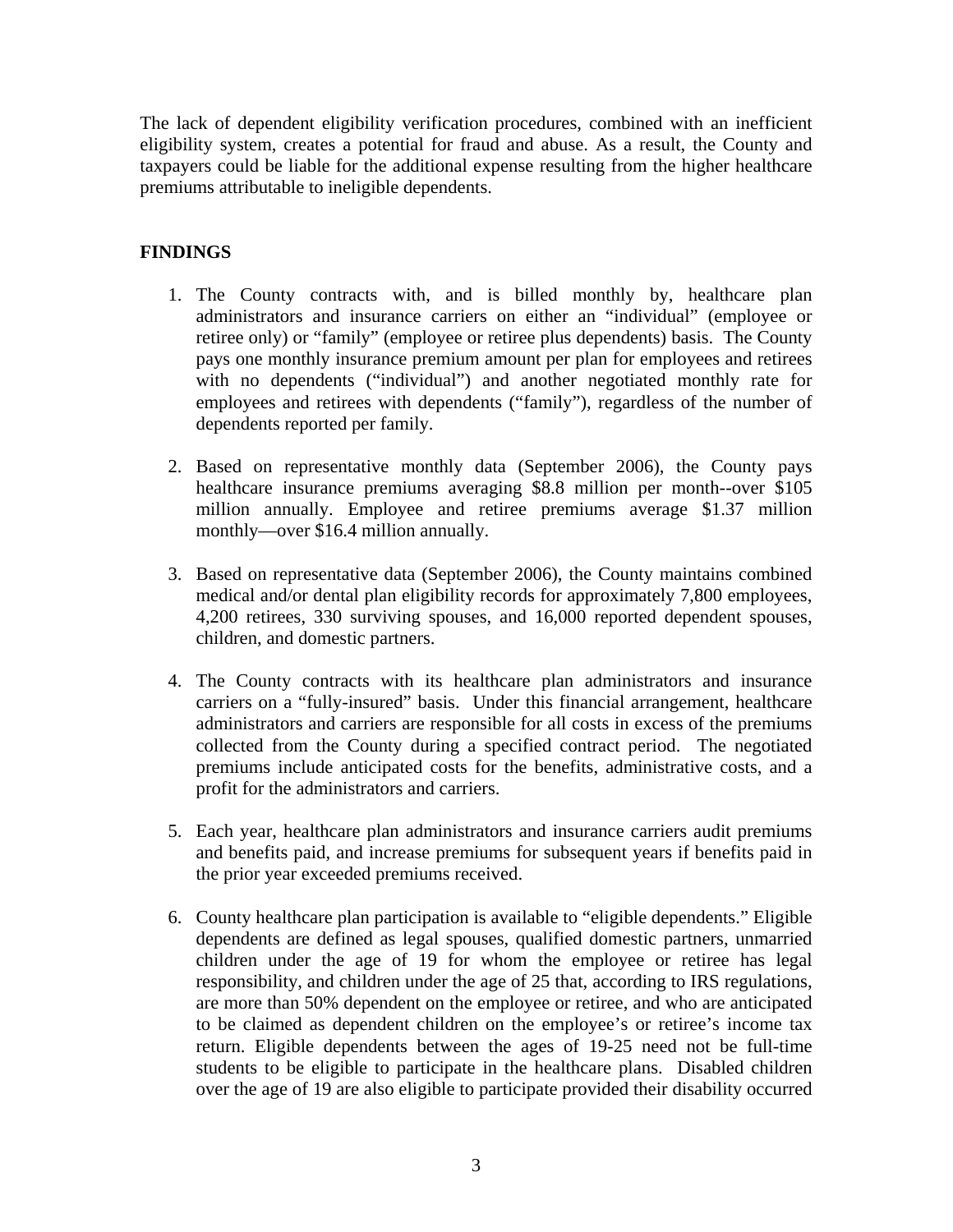The lack of dependent eligibility verification procedures, combined with an inefficient eligibility system, creates a potential for fraud and abuse. As a result, the County and taxpayers could be liable for the additional expense resulting from the higher healthcare premiums attributable to ineligible dependents.

## FINDINGS

1. The County contracts with, and is billed monthly by, healthcare plan administrators and insurance carriers on either an "individual" (employee or retiree only) or "family" (employee or retiree plus dependents) basis. The County pays one monthly insurance premium amount per plan for employees and retirees with no dependents ("individual") and another negotiated monthly rate for employees and retirees with dependents ("family"), regardless of the number of dependents reported per family.

2. Based on representative monthly data (September 2006), the County pays healthcare insurance premiums averaging $8.8 million per month--over $105 million annually. Employee and retiree premiums average $1.37 million monthly—over $16.4 million annually.

3. Based on representative data (September 2006), the County maintains combined medical and/or dental plan eligibility records for approximately 7,800 employees, 4,200 retirees, 330 surviving spouses, and 16,000 reported dependent spouses, children, and domestic partners.

4. The County contracts with its healthcare plan administrators and insurance carriers on a "fully-insured" basis. Under this financial arrangement, healthcare administrators and carriers are responsible for all costs in excess of the premiums collected from the County during a specified contract period. The negotiated premiums include anticipated costs for the benefits, administrative costs, and a profit for the administrators and carriers.

5. Each year, healthcare plan administrators and insurance carriers audit premiums and benefits paid, and increase premiums for subsequent years if benefits paid in the prior year exceeded premiums received.

6. County healthcare plan participation is available to "eligible dependents." Eligible dependents are defined as legal spouses, qualified domestic partners, unmarried children under the age of 19 for whom the employee or retiree has legal responsibility, and children under the age of 25 that, according to IRS regulations, are more than 50% dependent on the employee or retiree, and who are anticipated to be claimed as dependent children on the employee's or retiree's income tax return. Eligible dependents between the ages of 19-25 need not be full-time students to be eligible to participate in the healthcare plans. Disabled children over the age of 19 are also eligible to participate provided their disability occurred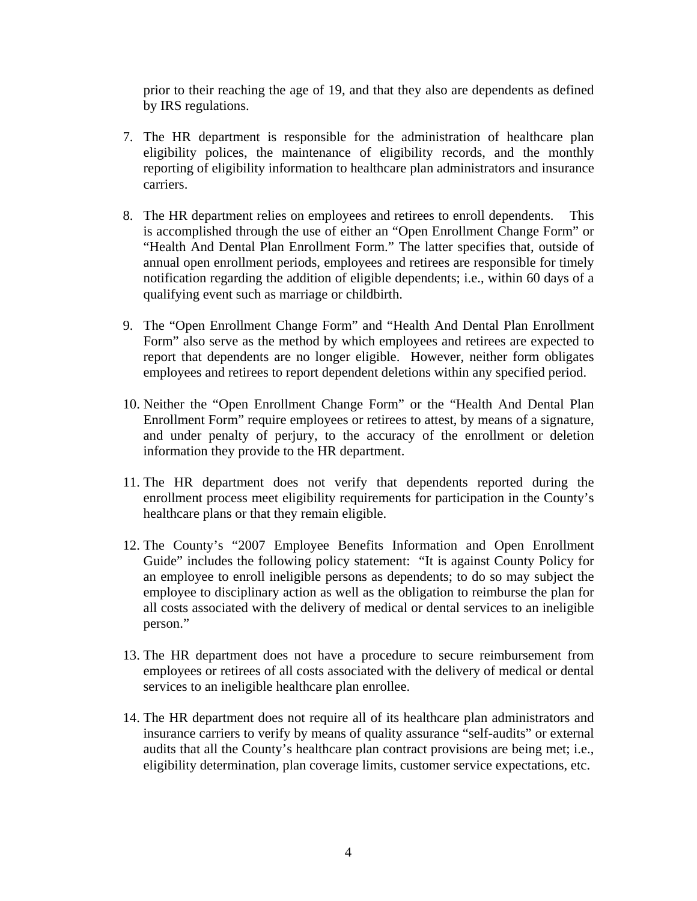prior to their reaching the age of 19, and that they also are dependents as defined by IRS regulations.

7. The HR department is responsible for the administration of healthcare plan eligibility polices, the maintenance of eligibility records, and the monthly reporting of eligibility information to healthcare plan administrators and insurance carriers.

8. The HR department relies on employees and retirees to enroll dependents. This is accomplished through the use of either an "Open Enrollment Change Form" or "Health And Dental Plan Enrollment Form." The latter specifies that, outside of annual open enrollment periods, employees and retirees are responsible for timely notification regarding the addition of eligible dependents; i.e., within 60 days of a qualifying event such as marriage or childbirth.

9. The "Open Enrollment Change Form" and "Health And Dental Plan Enrollment Form" also serve as the method by which employees and retirees are expected to report that dependents are no longer eligible. However, neither form obligates employees and retirees to report dependent deletions within any specified period.

10. Neither the "Open Enrollment Change Form" or the "Health And Dental Plan Enrollment Form" require employees or retirees to attest, by means of a signature, and under penalty of perjury, to the accuracy of the enrollment or deletion information they provide to the HR department.

11. The HR department does not verify that dependents reported during the enrollment process meet eligibility requirements for participation in the County's healthcare plans or that they remain eligible.

12. The County's "2007 Employee Benefits Information and Open Enrollment Guide" includes the following policy statement: "It is against County Policy for an employee to enroll ineligible persons as dependents; to do so may subject the employee to disciplinary action as well as the obligation to reimburse the plan for all costs associated with the delivery of medical or dental services to an ineligible person."

13. The HR department does not have a procedure to secure reimbursement from employees or retirees of all costs associated with the delivery of medical or dental services to an ineligible healthcare plan enrollee.

14. The HR department does not require all of its healthcare plan administrators and insurance carriers to verify by means of quality assurance "self-audits" or external audits that all the County's healthcare plan contract provisions are being met; i.e., eligibility determination, plan coverage limits, customer service expectations, etc.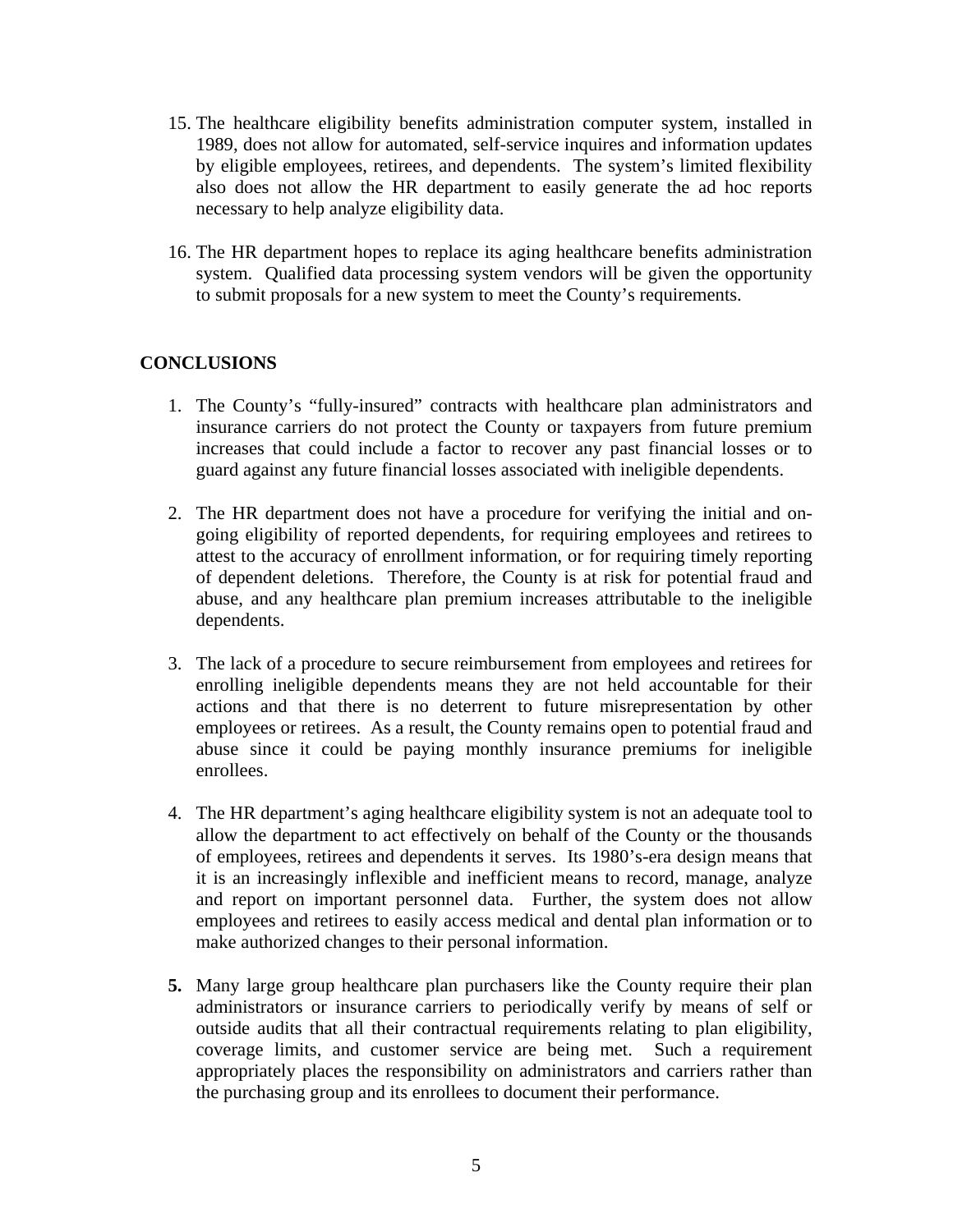15. The healthcare eligibility benefits administration computer system, installed in 1989, does not allow for automated, self-service inquires and information updates by eligible employees, retirees, and dependents. The system's limited flexibility also does not allow the HR department to easily generate the ad hoc reports necessary to help analyze eligibility data.

16. The HR department hopes to replace its aging healthcare benefits administration system. Qualified data processing system vendors will be given the opportunity to submit proposals for a new system to meet the County's requirements.

## CONCLUSIONS

1. The County's "fully-insured" contracts with healthcare plan administrators and insurance carriers do not protect the County or taxpayers from future premium increases that could include a factor to recover any past financial losses or to guard against any future financial losses associated with ineligible dependents.

2. The HR department does not have a procedure for verifying the initial and on-going eligibility of reported dependents, for requiring employees and retirees to attest to the accuracy of enrollment information, or for requiring timely reporting of dependent deletions. Therefore, the County is at risk for potential fraud and abuse, and any healthcare plan premium increases attributable to the ineligible dependents.

3. The lack of a procedure to secure reimbursement from employees and retirees for enrolling ineligible dependents means they are not held accountable for their actions and that there is no deterrent to future misrepresentation by other employees or retirees. As a result, the County remains open to potential fraud and abuse since it could be paying monthly insurance premiums for ineligible enrollees.

4. The HR department's aging healthcare eligibility system is not an adequate tool to allow the department to act effectively on behalf of the County or the thousands of employees, retirees and dependents it serves. Its 1980's-era design means that it is an increasingly inflexible and inefficient means to record, manage, analyze and report on important personnel data. Further, the system does not allow employees and retirees to easily access medical and dental plan information or to make authorized changes to their personal information.

**5.** Many large group healthcare plan purchasers like the County require their plan administrators or insurance carriers to periodically verify by means of self or outside audits that all their contractual requirements relating to plan eligibility, coverage limits, and customer service are being met. Such a requirement appropriately places the responsibility on administrators and carriers rather than the purchasing group and its enrollees to document their performance.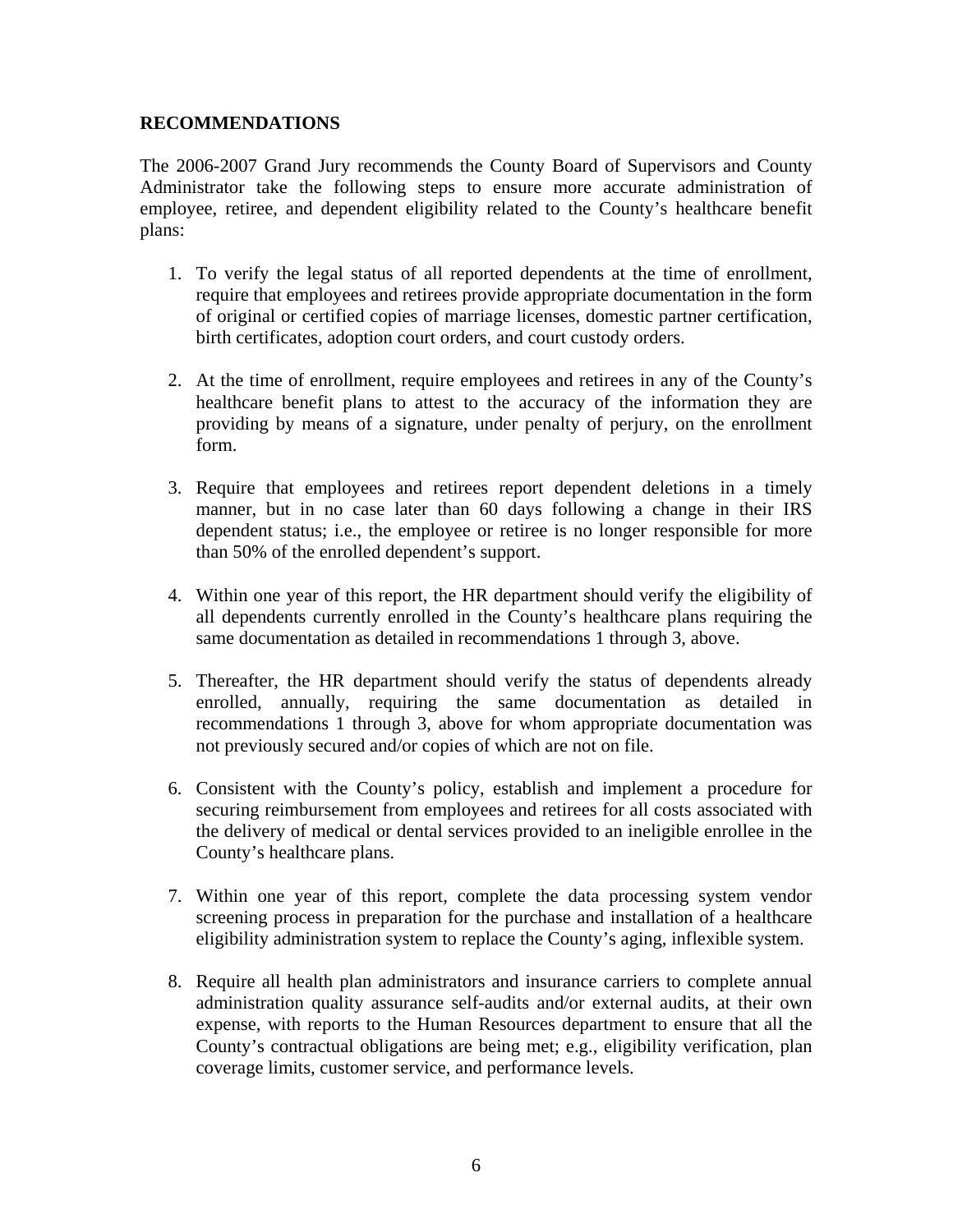## RECOMMENDATIONS

The 2006-2007 Grand Jury recommends the County Board of Supervisors and County Administrator take the following steps to ensure more accurate administration of employee, retiree, and dependent eligibility related to the County's healthcare benefit plans:

1. To verify the legal status of all reported dependents at the time of enrollment, require that employees and retirees provide appropriate documentation in the form of original or certified copies of marriage licenses, domestic partner certification, birth certificates, adoption court orders, and court custody orders.

2. At the time of enrollment, require employees and retirees in any of the County's healthcare benefit plans to attest to the accuracy of the information they are providing by means of a signature, under penalty of perjury, on the enrollment form.

3. Require that employees and retirees report dependent deletions in a timely manner, but in no case later than 60 days following a change in their IRS dependent status; i.e., the employee or retiree is no longer responsible for more than 50% of the enrolled dependent's support.

4. Within one year of this report, the HR department should verify the eligibility of all dependents currently enrolled in the County's healthcare plans requiring the same documentation as detailed in recommendations 1 through 3, above.

5. Thereafter, the HR department should verify the status of dependents already enrolled, annually, requiring the same documentation as detailed in recommendations 1 through 3, above for whom appropriate documentation was not previously secured and/or copies of which are not on file.

6. Consistent with the County's policy, establish and implement a procedure for securing reimbursement from employees and retirees for all costs associated with the delivery of medical or dental services provided to an ineligible enrollee in the County's healthcare plans.

7. Within one year of this report, complete the data processing system vendor screening process in preparation for the purchase and installation of a healthcare eligibility administration system to replace the County's aging, inflexible system.

8. Require all health plan administrators and insurance carriers to complete annual administration quality assurance self-audits and/or external audits, at their own expense, with reports to the Human Resources department to ensure that all the County's contractual obligations are being met; e.g., eligibility verification, plan coverage limits, customer service, and performance levels.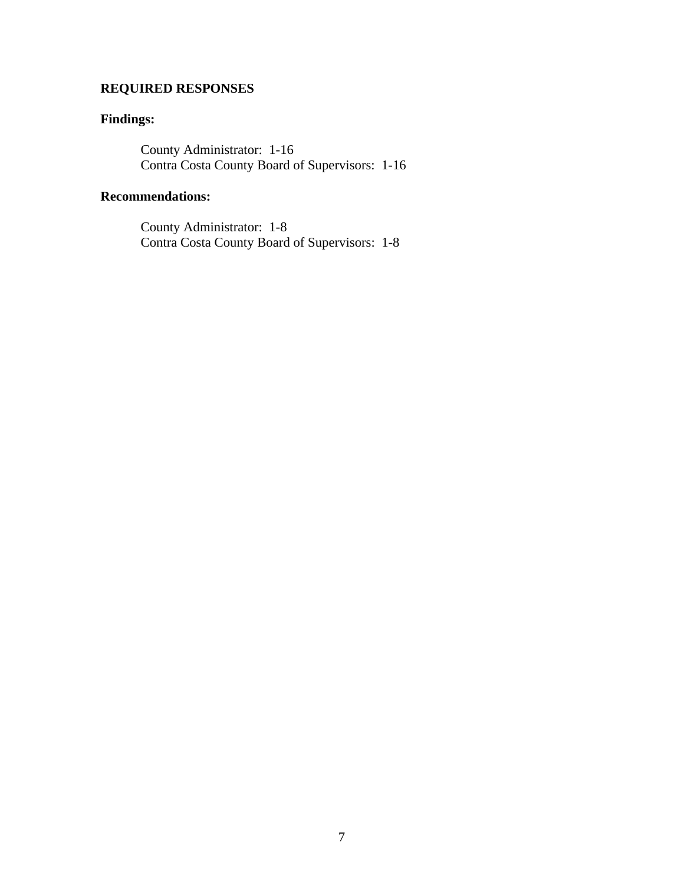## REQUIRED RESPONSES

### Findings:

County Administrator: 1-16
Contra Costa County Board of Supervisors: 1-16

### Recommendations:

County Administrator: 1-8
Contra Costa County Board of Supervisors: 1-8